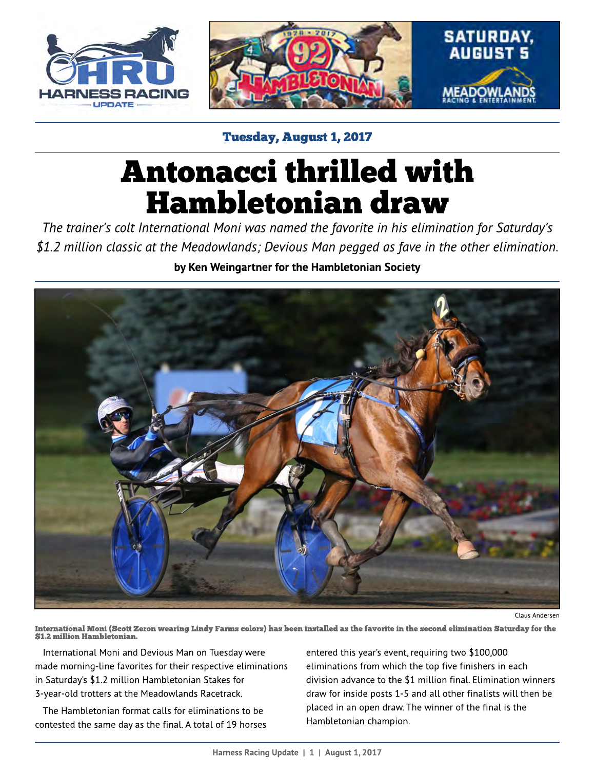Tuesday, August 1, 2017

# Antonacci thrilled with Hambletonian draw

*The trainer's colt International Moni was named the favorite in his elimination for Saturday's $1.2 million classic at the Meadowlands; Devious Man pegged as fave in the other elimination.*

**by Ken Weingartner for the Hambletonian Society**

Claus Andersen

**International Moni (Scott Zeron wearing Lindy Farms colors) has been installed as the favorite in the second elimination Saturday for the $1.2 million Hambletonian.**

International Moni and Devious Man on Tuesday were made morning-line favorites for their respective eliminations in Saturday's $1.2 million Hambletonian Stakes for 3-year-old trotters at the Meadowlands Racetrack.

The Hambletonian format calls for eliminations to be contested the same day as the final. A total of 19 horses entered this year's event, requiring two $100,000 eliminations from which the top five finishers in each division advance to the $1 million final. Elimination winners draw for inside posts 1-5 and all other finalists will then be placed in an open draw. The winner of the final is the Hambletonian champion.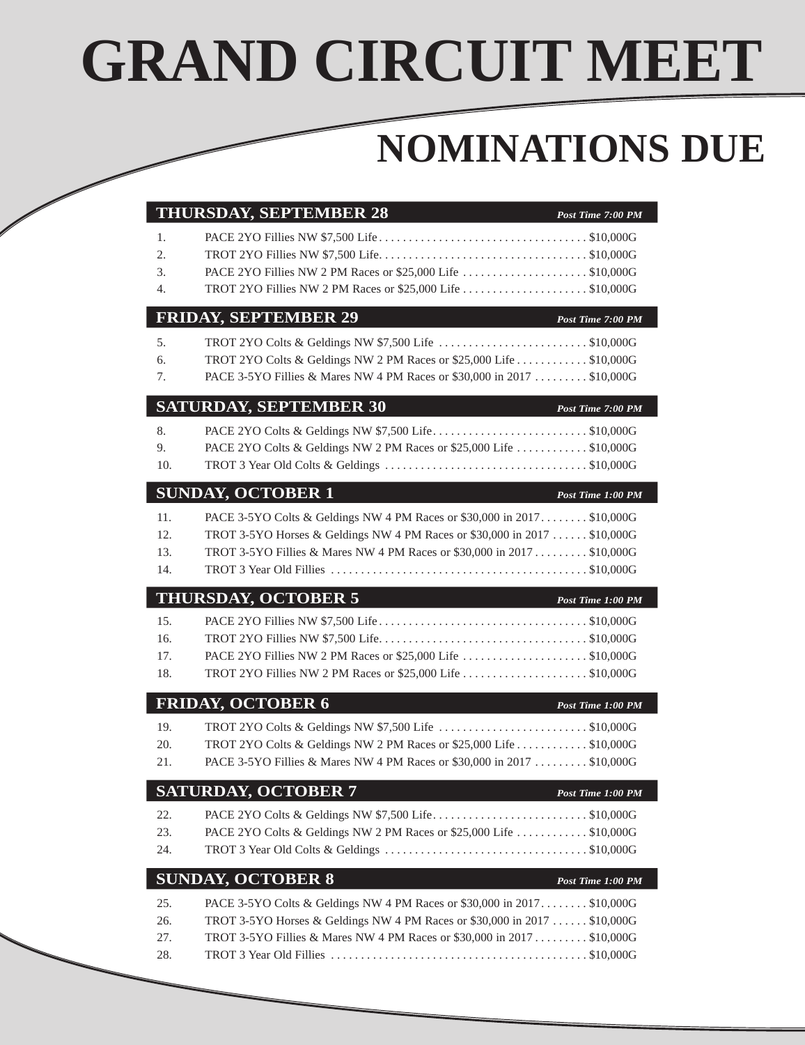# GRAND CIRCUIT MEET

## NOMINATIONS DUE

### THURSDAY, SEPTEMBER 28 — *Post Time 7:00 PM*

1. PACE 2YO Fillies NW $7,500 Life . . . . . . . . . . $10,000G
2. TROT 2YO Fillies NW $7,500 Life. . . . . . . . . . $10,000G
3. PACE 2YO Fillies NW 2 PM Races or $25,000 Life . . . . . . . . . . $10,000G
4. TROT 2YO Fillies NW 2 PM Races or $25,000 Life . . . . . . . . . . $10,000G

### FRIDAY, SEPTEMBER 29 — *Post Time 7:00 PM*

5. TROT 2YO Colts & Geldings NW $7,500 Life . . . . . . . . . . $10,000G
6. TROT 2YO Colts & Geldings NW 2 PM Races or $25,000 Life . . . . . . . . . . $10,000G
7. PACE 3-5YO Fillies & Mares NW 4 PM Races or $30,000 in 2017 . . . . . . . . . . $10,000G

### SATURDAY, SEPTEMBER 30 — *Post Time 7:00 PM*

8. PACE 2YO Colts & Geldings NW $7,500 Life. . . . . . . . . . $10,000G
9. PACE 2YO Colts & Geldings NW 2 PM Races or $25,000 Life . . . . . . . . . . $10,000G
10. TROT 3 Year Old Colts & Geldings . . . . . . . . . . $10,000G

### SUNDAY, OCTOBER 1 — *Post Time 1:00 PM*

11. PACE 3-5YO Colts & Geldings NW 4 PM Races or $30,000 in 2017. . . . . . . . . . $10,000G
12. TROT 3-5YO Horses & Geldings NW 4 PM Races or $30,000 in 2017 . . . . . . . . . . $10,000G
13. TROT 3-5YO Fillies & Mares NW 4 PM Races or $30,000 in 2017 . . . . . . . . . . $10,000G
14. TROT 3 Year Old Fillies . . . . . . . . . . $10,000G

### THURSDAY, OCTOBER 5 — *Post Time 1:00 PM*

15. PACE 2YO Fillies NW $7,500 Life . . . . . . . . . . $10,000G
16. TROT 2YO Fillies NW $7,500 Life. . . . . . . . . . $10,000G
17. PACE 2YO Fillies NW 2 PM Races or $25,000 Life . . . . . . . . . . $10,000G
18. TROT 2YO Fillies NW 2 PM Races or $25,000 Life . . . . . . . . . . $10,000G

### FRIDAY, OCTOBER 6 — *Post Time 1:00 PM*

19. TROT 2YO Colts & Geldings NW $7,500 Life . . . . . . . . . . $10,000G
20. TROT 2YO Colts & Geldings NW 2 PM Races or $25,000 Life . . . . . . . . . . $10,000G
21. PACE 3-5YO Fillies & Mares NW 4 PM Races or $30,000 in 2017 . . . . . . . . . . $10,000G

### SATURDAY, OCTOBER 7 — *Post Time 1:00 PM*

22. PACE 2YO Colts & Geldings NW $7,500 Life. . . . . . . . . . $10,000G
23. PACE 2YO Colts & Geldings NW 2 PM Races or $25,000 Life . . . . . . . . . . $10,000G
24. TROT 3 Year Old Colts & Geldings . . . . . . . . . . $10,000G

### SUNDAY, OCTOBER 8 — *Post Time 1:00 PM*

25. PACE 3-5YO Colts & Geldings NW 4 PM Races or $30,000 in 2017. . . . . . . . . . $10,000G
26. TROT 3-5YO Horses & Geldings NW 4 PM Races or $30,000 in 2017 . . . . . . . . . . $10,000G
27. TROT 3-5YO Fillies & Mares NW 4 PM Races or $30,000 in 2017 . . . . . . . . . . $10,000G
28. TROT 3 Year Old Fillies . . . . . . . . . . $10,000G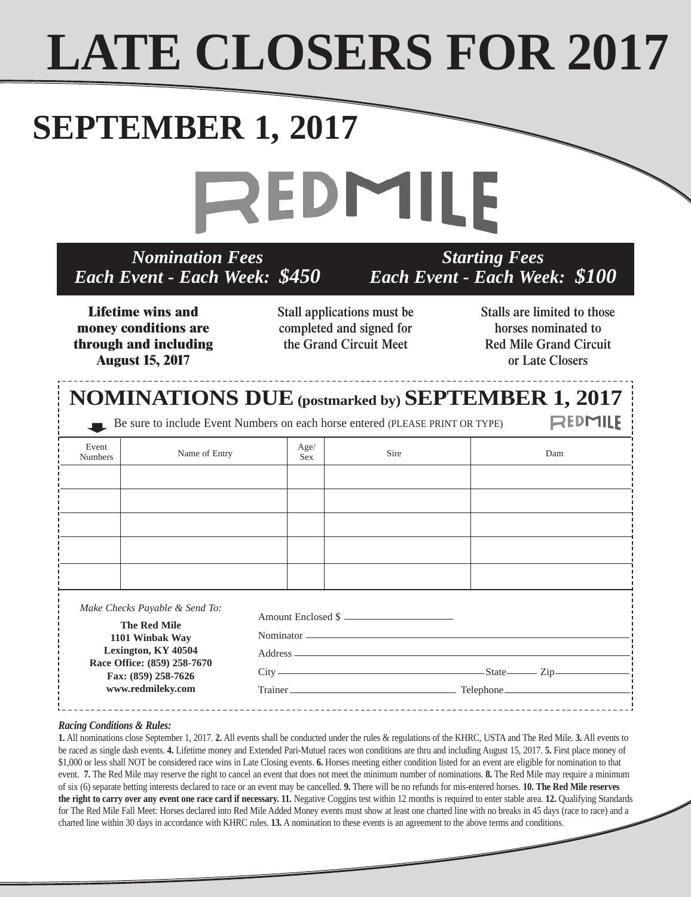# LATE CLOSERS FOR 2017

## SEPTEMBER 1, 2017

REDMILE

| *Nomination Fees* | *Starting Fees* |
| --- | --- |
| *Each Event - Each Week: $450* | *Each Event - Each Week: $100* |

**Lifetime wins and money conditions are through and including August 15, 2017**

Stall applications must be completed and signed for the Grand Circuit Meet

Stalls are limited to those horses nominated to Red Mile Grand Circuit or Late Closers

## NOMINATIONS DUE (postmarked by) SEPTEMBER 1, 2017

Be sure to include Event Numbers on each horse entered (PLEASE PRINT OR TYPE)

REDMILE

| Event Numbers | Name of Entry | Age/ Sex | Sire | Dam |
| --- | --- | --- | --- | --- |
| | | | | |
| | | | | |
| | | | | |
| | | | | |
| | | | | |

*Make Checks Payable & Send To:*

**The Red Mile**
**1101 Winbak Way**
**Lexington, KY 40504**
**Race Office: (859) 258-7670**
**Fax: (859) 258-7626**
**www.redmileky.com**

Amount Enclosed $ ____________

Nominator ____________

Address ____________

City ____________ State ______ Zip ______

Trainer ____________ Telephone ____________

*Racing Conditions & Rules:*

**1.** All nominations close September 1, 2017. **2.** All events shall be conducted under the rules & regulations of the KHRC, USTA and The Red Mile. **3.** All events to be raced as single dash events. **4.** Lifetime money and Extended Pari-Mutuel races won conditions are thru and including August 15, 2017. **5.** First place money of $1,000 or less shall NOT be considered race wins in Late Closing events. **6.** Horses meeting either condition listed for an event are eligible for nomination to that event. **7.** The Red Mile may reserve the right to cancel an event that does not meet the minimum number of nominations. **8.** The Red Mile may require a minimum of six (6) separate betting interests declared to race or an event may be cancelled. **9.** There will be no refunds for mis-entered horses. **10. The Red Mile reserves the right to carry over any event one race card if necessary. 11.** Negative Coggins test within 12 months is required to enter stable area. **12.** Qualifying Standards for The Red Mile Fall Meet: Horses declared into Red Mile Added Money events must show at least one charted line with no breaks in 45 days (race to race) and a charted line within 30 days in accordance with KHRC rules. **13.** A nomination to these events is an agreement to the above terms and conditions.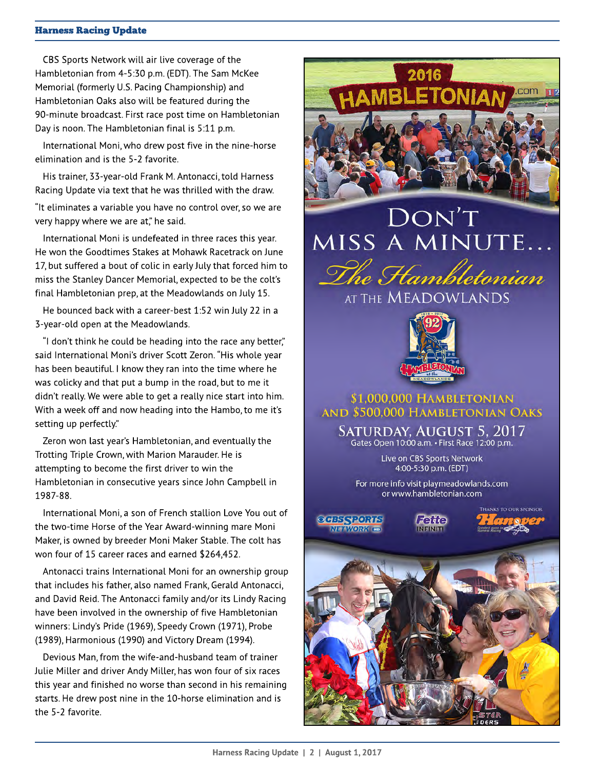CBS Sports Network will air live coverage of the Hambletonian from 4-5:30 p.m. (EDT). The Sam McKee Memorial (formerly U.S. Pacing Championship) and Hambletonian Oaks also will be featured during the 90-minute broadcast. First race post time on Hambletonian Day is noon. The Hambletonian final is 5:11 p.m.

International Moni, who drew post five in the nine-horse elimination and is the 5-2 favorite.

His trainer, 33-year-old Frank M. Antonacci, told Harness Racing Update via text that he was thrilled with the draw.

"It eliminates a variable you have no control over, so we are very happy where we are at," he said.

International Moni is undefeated in three races this year. He won the Goodtimes Stakes at Mohawk Racetrack on June 17, but suffered a bout of colic in early July that forced him to miss the Stanley Dancer Memorial, expected to be the colt's final Hambletonian prep, at the Meadowlands on July 15.

He bounced back with a career-best 1:52 win July 22 in a 3-year-old open at the Meadowlands.

"I don't think he could be heading into the race any better," said International Moni's driver Scott Zeron. "His whole year has been beautiful. I know they ran into the time where he was colicky and that put a bump in the road, but to me it didn't really. We were able to get a really nice start into him. With a week off and now heading into the Hambo, to me it's setting up perfectly."

Zeron won last year's Hambletonian, and eventually the Trotting Triple Crown, with Marion Marauder. He is attempting to become the first driver to win the Hambletonian in consecutive years since John Campbell in 1987-88.

International Moni, a son of French stallion Love You out of the two-time Horse of the Year Award-winning mare Moni Maker, is owned by breeder Moni Maker Stable. The colt has won four of 15 career races and earned $264,452.

Antonacci trains International Moni for an ownership group that includes his father, also named Frank, Gerald Antonacci, and David Reid. The Antonacci family and/or its Lindy Racing have been involved in the ownership of five Hambletonian winners: Lindy's Pride (1969), Speedy Crown (1971), Probe (1989), Harmonious (1990) and Victory Dream (1994).

Devious Man, from the wife-and-husband team of trainer Julie Miller and driver Andy Miller, has won four of six races this year and finished no worse than second in his remaining starts. He drew post nine in the 10-horse elimination and is the 5-2 favorite.

2016 HAMBLETONIAN

DON'T MISS A MINUTE...

*The Hambletonian*

AT THE MEADOWLANDS

$1,000,000 HAMBLETONIAN AND $500,000 HAMBLETONIAN OAKS

SATURDAY, AUGUST 5, 2017

Gates Open 10:00 a.m. • First Race 12:00 p.m.

Live on CBS Sports Network 4:00-5:30 p.m. (EDT)

For more info visit playmeadowlands.com or www.hambletonian.com

CBS SPORTS NETWORK HD · Fette INFINITI · THANKS TO OUR SPONSOR Hanover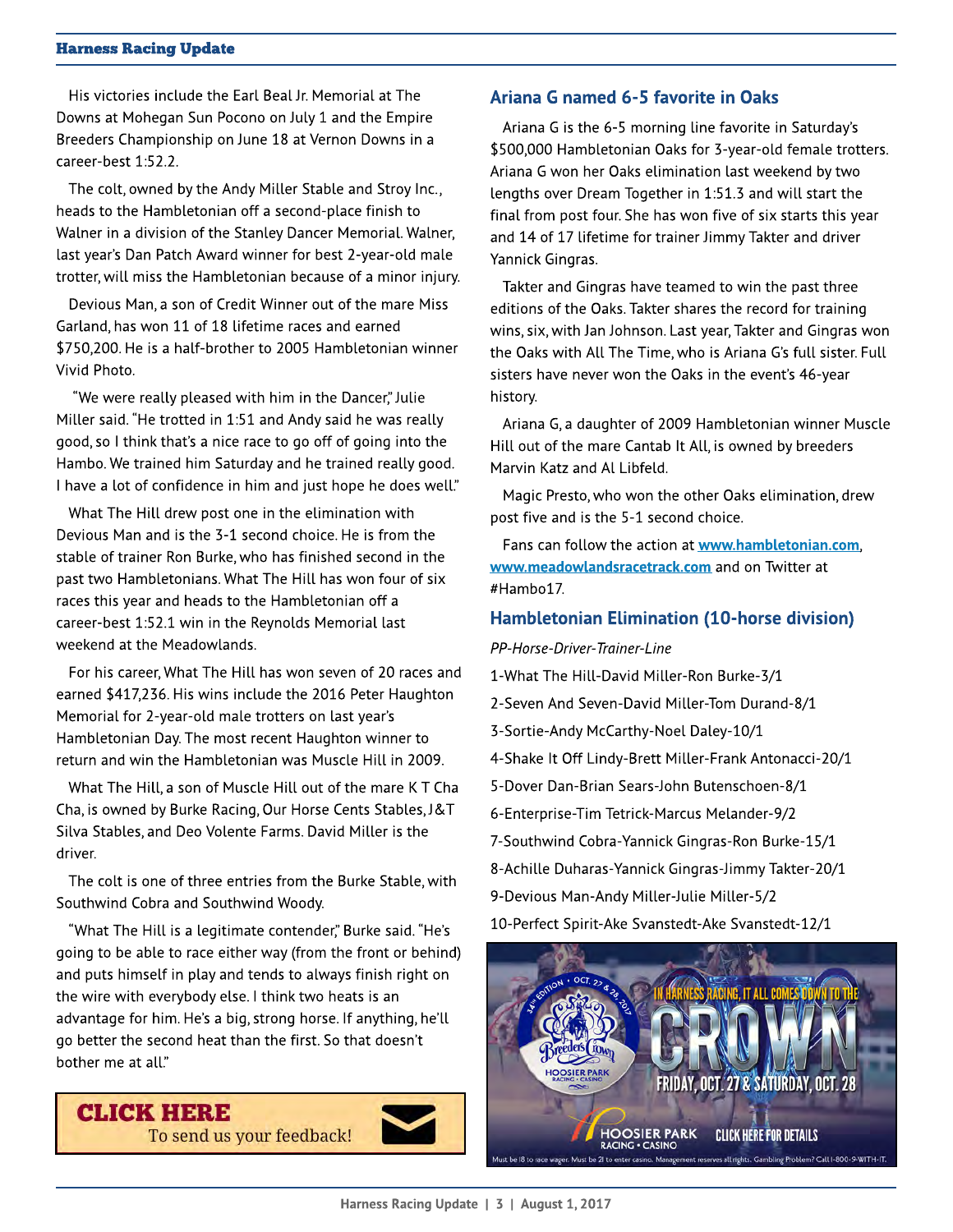His victories include the Earl Beal Jr. Memorial at The Downs at Mohegan Sun Pocono on July 1 and the Empire Breeders Championship on June 18 at Vernon Downs in a career-best 1:52.2.

The colt, owned by the Andy Miller Stable and Stroy Inc., heads to the Hambletonian off a second-place finish to Walner in a division of the Stanley Dancer Memorial. Walner, last year's Dan Patch Award winner for best 2-year-old male trotter, will miss the Hambletonian because of a minor injury.

Devious Man, a son of Credit Winner out of the mare Miss Garland, has won 11 of 18 lifetime races and earned $750,200. He is a half-brother to 2005 Hambletonian winner Vivid Photo.

"We were really pleased with him in the Dancer," Julie Miller said. "He trotted in 1:51 and Andy said he was really good, so I think that's a nice race to go off of going into the Hambo. We trained him Saturday and he trained really good. I have a lot of confidence in him and just hope he does well."

What The Hill drew post one in the elimination with Devious Man and is the 3-1 second choice. He is from the stable of trainer Ron Burke, who has finished second in the past two Hambletonians. What The Hill has won four of six races this year and heads to the Hambletonian off a career-best 1:52.1 win in the Reynolds Memorial last weekend at the Meadowlands.

For his career, What The Hill has won seven of 20 races and earned $417,236. His wins include the 2016 Peter Haughton Memorial for 2-year-old male trotters on last year's Hambletonian Day. The most recent Haughton winner to return and win the Hambletonian was Muscle Hill in 2009.

What The Hill, a son of Muscle Hill out of the mare K T Cha Cha, is owned by Burke Racing, Our Horse Cents Stables, J&T Silva Stables, and Deo Volente Farms. David Miller is the driver.

The colt is one of three entries from the Burke Stable, with Southwind Cobra and Southwind Woody.

"What The Hill is a legitimate contender," Burke said. "He's going to be able to race either way (from the front or behind) and puts himself in play and tends to always finish right on the wire with everybody else. I think two heats is an advantage for him. He's a big, strong horse. If anything, he'll go better the second heat than the first. So that doesn't bother me at all."

**CLICK HERE**
To send us your feedback!

## Ariana G named 6-5 favorite in Oaks

Ariana G is the 6-5 morning line favorite in Saturday's $500,000 Hambletonian Oaks for 3-year-old female trotters. Ariana G won her Oaks elimination last weekend by two lengths over Dream Together in 1:51.3 and will start the final from post four. She has won five of six starts this year and 14 of 17 lifetime for trainer Jimmy Takter and driver Yannick Gingras.

Takter and Gingras have teamed to win the past three editions of the Oaks. Takter shares the record for training wins, six, with Jan Johnson. Last year, Takter and Gingras won the Oaks with All The Time, who is Ariana G's full sister. Full sisters have never won the Oaks in the event's 46-year history.

Ariana G, a daughter of 2009 Hambletonian winner Muscle Hill out of the mare Cantab It All, is owned by breeders Marvin Katz and Al Libfeld.

Magic Presto, who won the other Oaks elimination, drew post five and is the 5-1 second choice.

Fans can follow the action at www.hambletonian.com, www.meadowlandsracetrack.com and on Twitter at #Hambo17.

## Hambletonian Elimination (10-horse division)

*PP-Horse-Driver-Trainer-Line*

1-What The Hill-David Miller-Ron Burke-3/1

2-Seven And Seven-David Miller-Tom Durand-8/1

3-Sortie-Andy McCarthy-Noel Daley-10/1

4-Shake It Off Lindy-Brett Miller-Frank Antonacci-20/1

5-Dover Dan-Brian Sears-John Butenschoen-8/1

6-Enterprise-Tim Tetrick-Marcus Melander-9/2

7-Southwind Cobra-Yannick Gingras-Ron Burke-15/1

8-Achille Duharas-Yannick Gingras-Jimmy Takter-20/1

9-Devious Man-Andy Miller-Julie Miller-5/2

10-Perfect Spirit-Ake Svanstedt-Ake Svanstedt-12/1

34th EDITION • OCT. 27 & 28, 2017
Breeders Crown
HOOSIER PARK RACING • CASINO
IN HARNESS RACING, IT ALL COMES DOWN TO THE
CROWN
FRIDAY, OCT. 27 & SATURDAY, OCT. 28
HOOSIER PARK RACING • CASINO
CLICK HERE FOR DETAILS
Must be 18 to race wager. Must be 21 to enter casino. Management reserves all rights. Gambling Problem? Call 1-800-9-WITH-IT.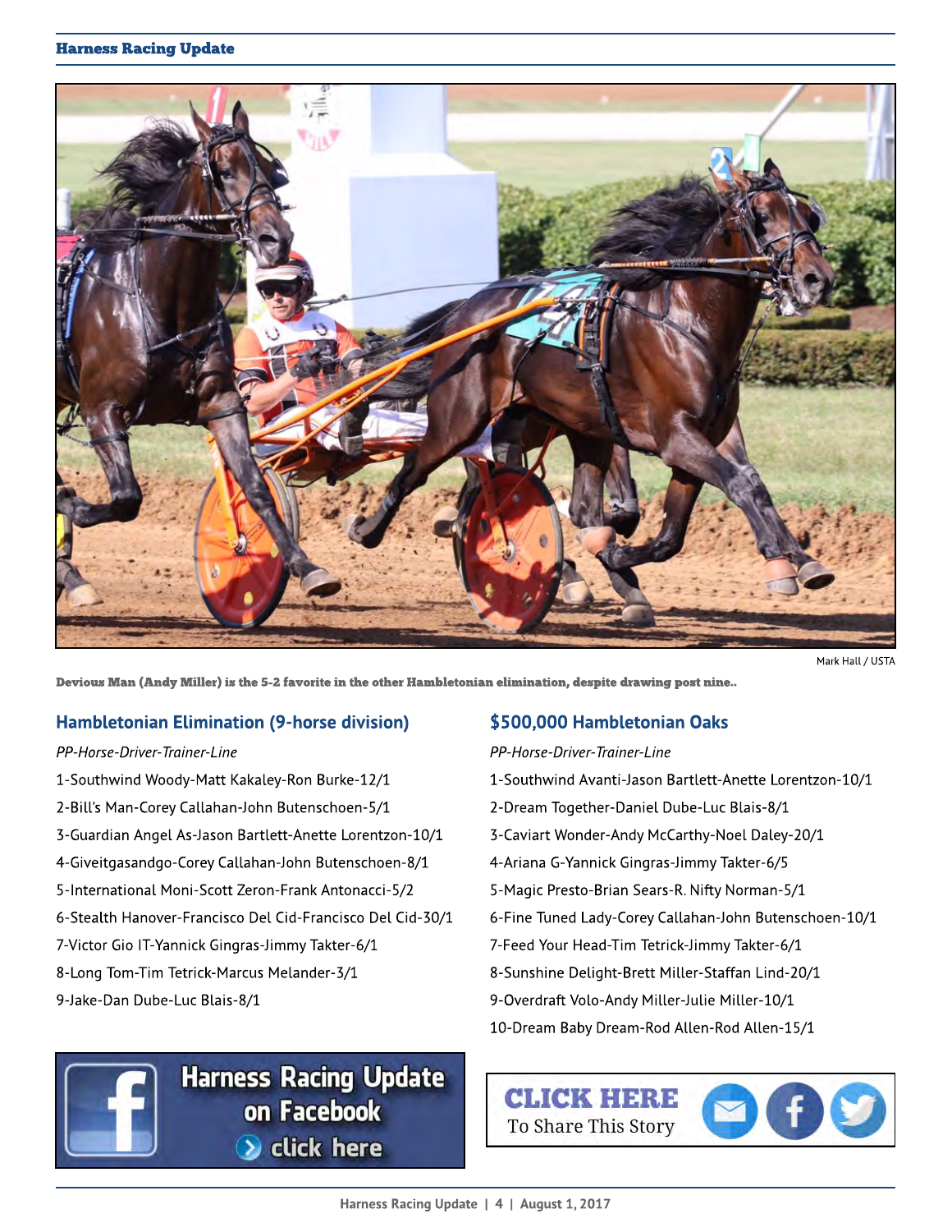Mark Hall / USTA

**Devious Man (Andy Miller) is the 5-2 favorite in the other Hambletonian elimination, despite drawing post nine..**

## Hambletonian Elimination (9-horse division)

*PP-Horse-Driver-Trainer-Line*

1-Southwind Woody-Matt Kakaley-Ron Burke-12/1

2-Bill's Man-Corey Callahan-John Butenschoen-5/1

3-Guardian Angel As-Jason Bartlett-Anette Lorentzon-10/1

4-Giveitgasandgo-Corey Callahan-John Butenschoen-8/1

5-International Moni-Scott Zeron-Frank Antonacci-5/2

6-Stealth Hanover-Francisco Del Cid-Francisco Del Cid-30/1

7-Victor Gio IT-Yannick Gingras-Jimmy Takter-6/1

8-Long Tom-Tim Tetrick-Marcus Melander-3/1

9-Jake-Dan Dube-Luc Blais-8/1

## $500,000 Hambletonian Oaks

*PP-Horse-Driver-Trainer-Line*

1-Southwind Avanti-Jason Bartlett-Anette Lorentzon-10/1

2-Dream Together-Daniel Dube-Luc Blais-8/1

3-Caviart Wonder-Andy McCarthy-Noel Daley-20/1

4-Ariana G-Yannick Gingras-Jimmy Takter-6/5

5-Magic Presto-Brian Sears-R. Nifty Norman-5/1

6-Fine Tuned Lady-Corey Callahan-John Butenschoen-10/1

7-Feed Your Head-Tim Tetrick-Jimmy Takter-6/1

8-Sunshine Delight-Brett Miller-Staffan Lind-20/1

9-Overdraft Volo-Andy Miller-Julie Miller-10/1

10-Dream Baby Dream-Rod Allen-Rod Allen-15/1

Harness Racing Update on Facebook click here

CLICK HERE To Share This Story